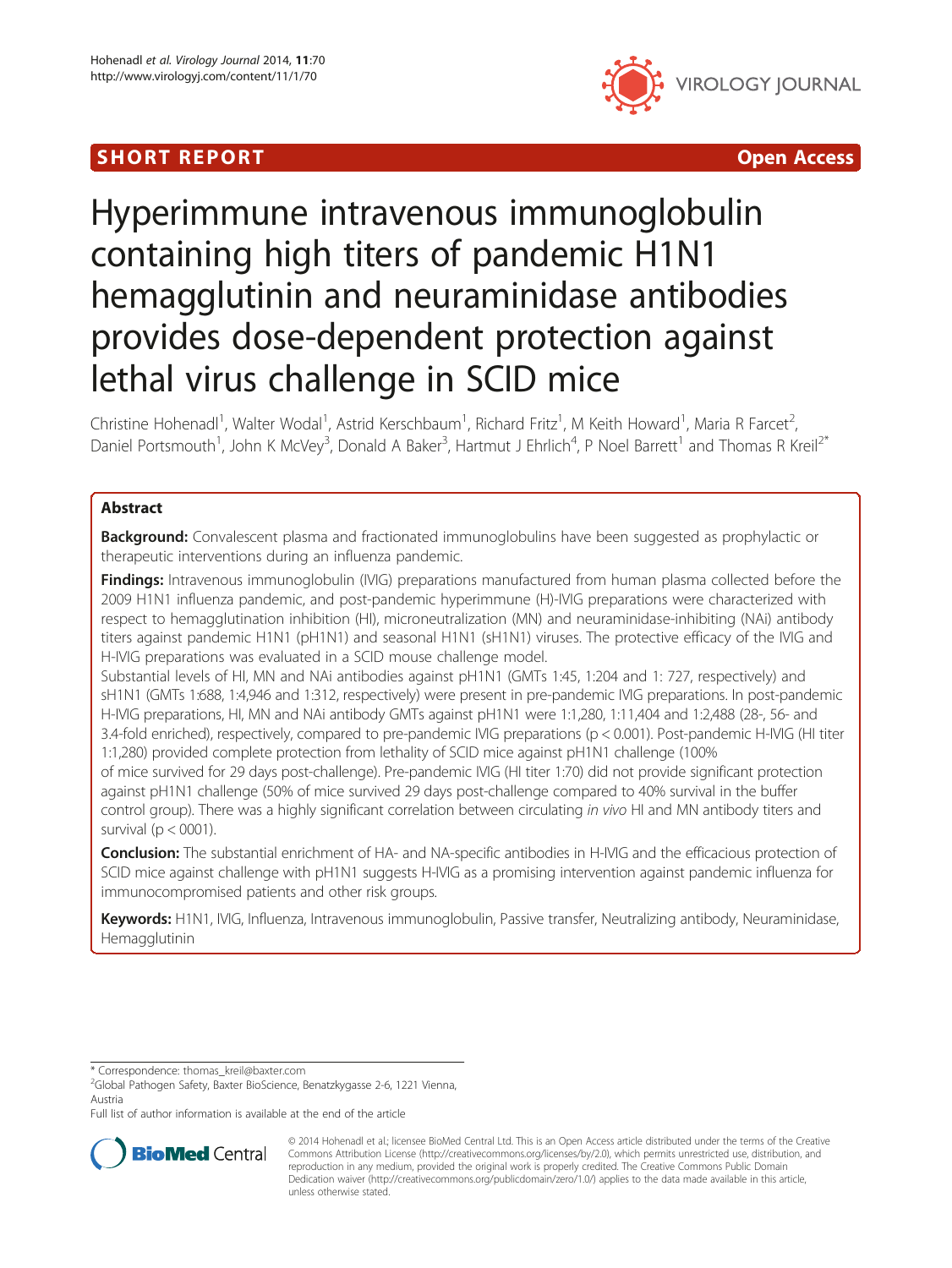SHORT REPORT

Open Access

# Hyperimmune intravenous immunoglobulin containing high titers of pandemic H1N1 hemagglutinin and neuraminidase antibodies provides dose-dependent protection against lethal virus challenge in SCID mice

Christine Hohenadl[1], Walter Wodal[1], Astrid Kerschbaum[1], Richard Fritz[1], M Keith Howard[1], Maria R Farcet[2], Daniel Portsmouth[1], John K McVey[3], Donald A Baker[3], Hartmut J Ehrlich[4], P Noel Barrett[1] and Thomas R Kreil[2*]

## Abstract

**Background:** Convalescent plasma and fractionated immunoglobulins have been suggested as prophylactic or therapeutic interventions during an influenza pandemic.

**Findings:** Intravenous immunoglobulin (IVIG) preparations manufactured from human plasma collected before the 2009 H1N1 influenza pandemic, and post-pandemic hyperimmune (H)-IVIG preparations were characterized with respect to hemagglutination inhibition (HI), microneutralization (MN) and neuraminidase-inhibiting (NAi) antibody titers against pandemic H1N1 (pH1N1) and seasonal H1N1 (sH1N1) viruses. The protective efficacy of the IVIG and H-IVIG preparations was evaluated in a SCID mouse challenge model.

Substantial levels of HI, MN and NAi antibodies against pH1N1 (GMTs 1:45, 1:204 and 1: 727, respectively) and sH1N1 (GMTs 1:688, 1:4,946 and 1:312, respectively) were present in pre-pandemic IVIG preparations. In post-pandemic H-IVIG preparations, HI, MN and NAi antibody GMTs against pH1N1 were 1:1,280, 1:11,404 and 1:2,488 (28-, 56- and 3.4-fold enriched), respectively, compared to pre-pandemic IVIG preparations ($p < 0.001$). Post-pandemic H-IVIG (HI titer 1:1,280) provided complete protection from lethality of SCID mice against pH1N1 challenge (100% of mice survived for 29 days post-challenge). Pre-pandemic IVIG (HI titer 1:70) did not provide significant protection against pH1N1 challenge (50% of mice survived 29 days post-challenge compared to 40% survival in the buffer control group). There was a highly significant correlation between circulating *in vivo* HI and MN antibody titers and survival ($p < 0001$).

**Conclusion:** The substantial enrichment of HA- and NA-specific antibodies in H-IVIG and the efficacious protection of SCID mice against challenge with pH1N1 suggests H-IVIG as a promising intervention against pandemic influenza for immunocompromised patients and other risk groups.

**Keywords:** H1N1, IVIG, Influenza, Intravenous immunoglobulin, Passive transfer, Neutralizing antibody, Neuraminidase, Hemagglutinin

---

\* Correspondence: thomas_kreil@baxter.com

[2]Global Pathogen Safety, Baxter BioScience, Benatzkygasse 2-6, 1221 Vienna, Austria

Full list of author information is available at the end of the article

© 2014 Hohenadl et al.; licensee BioMed Central Ltd. This is an Open Access article distributed under the terms of the Creative Commons Attribution License (http://creativecommons.org/licenses/by/2.0), which permits unrestricted use, distribution, and reproduction in any medium, provided the original work is properly credited. The Creative Commons Public Domain Dedication waiver (http://creativecommons.org/publicdomain/zero/1.0/) applies to the data made available in this article, unless otherwise stated.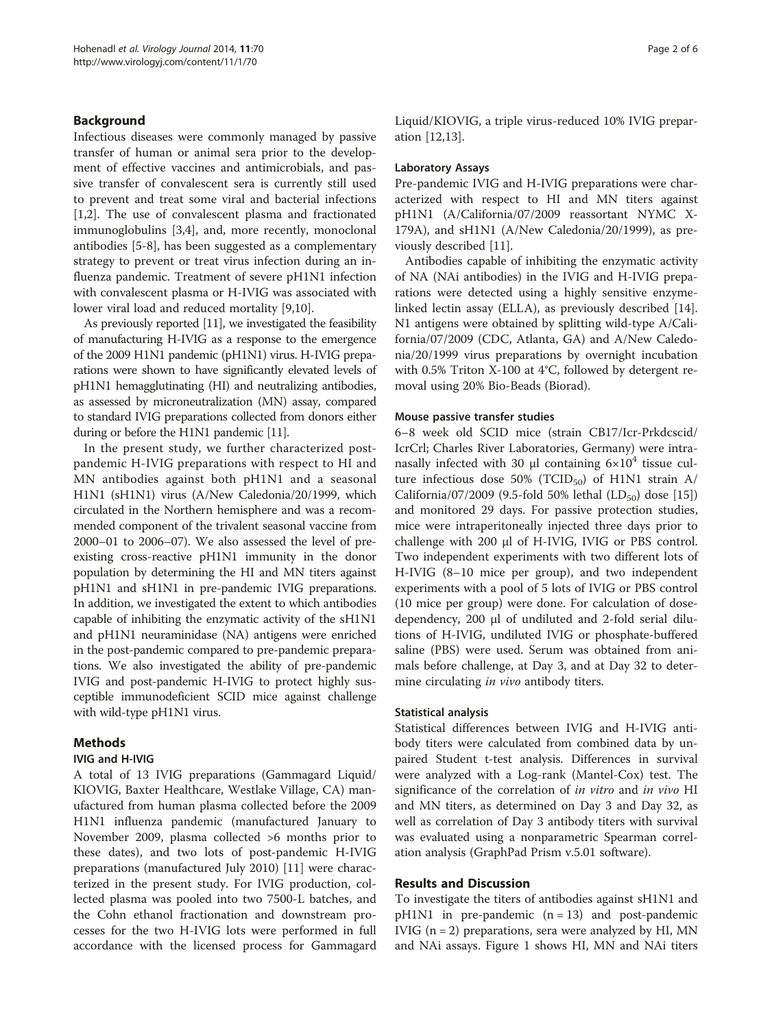## Background

Infectious diseases were commonly managed by passive transfer of human or animal sera prior to the development of effective vaccines and antimicrobials, and passive transfer of convalescent sera is currently still used to prevent and treat some viral and bacterial infections [1,2]. The use of convalescent plasma and fractionated immunoglobulins [3,4], and, more recently, monoclonal antibodies [5-8], has been suggested as a complementary strategy to prevent or treat virus infection during an influenza pandemic. Treatment of severe pH1N1 infection with convalescent plasma or H-IVIG was associated with lower viral load and reduced mortality [9,10].

As previously reported [11], we investigated the feasibility of manufacturing H-IVIG as a response to the emergence of the 2009 H1N1 pandemic (pH1N1) virus. H-IVIG preparations were shown to have significantly elevated levels of pH1N1 hemagglutinating (HI) and neutralizing antibodies, as assessed by microneutralization (MN) assay, compared to standard IVIG preparations collected from donors either during or before the H1N1 pandemic [11].

In the present study, we further characterized post-pandemic H-IVIG preparations with respect to HI and MN antibodies against both pH1N1 and a seasonal H1N1 (sH1N1) virus (A/New Caledonia/20/1999, which circulated in the Northern hemisphere and was a recommended component of the trivalent seasonal vaccine from 2000–01 to 2006–07). We also assessed the level of pre-existing cross-reactive pH1N1 immunity in the donor population by determining the HI and MN titers against pH1N1 and sH1N1 in pre-pandemic IVIG preparations. In addition, we investigated the extent to which antibodies capable of inhibiting the enzymatic activity of the sH1N1 and pH1N1 neuraminidase (NA) antigens were enriched in the post-pandemic compared to pre-pandemic preparations. We also investigated the ability of pre-pandemic IVIG and post-pandemic H-IVIG to protect highly susceptible immunodeficient SCID mice against challenge with wild-type pH1N1 virus.

## Methods

### IVIG and H-IVIG

A total of 13 IVIG preparations (Gammagard Liquid/KIOVIG, Baxter Healthcare, Westlake Village, CA) manufactured from human plasma collected before the 2009 H1N1 influenza pandemic (manufactured January to November 2009, plasma collected >6 months prior to these dates), and two lots of post-pandemic H-IVIG preparations (manufactured July 2010) [11] were characterized in the present study. For IVIG production, collected plasma was pooled into two 7500-L batches, and the Cohn ethanol fractionation and downstream processes for the two H-IVIG lots were performed in full accordance with the licensed process for Gammagard Liquid/KIOVIG, a triple virus-reduced 10% IVIG preparation [12,13].

### Laboratory Assays

Pre-pandemic IVIG and H-IVIG preparations were characterized with respect to HI and MN titers against pH1N1 (A/California/07/2009 reassortant NYMC X-179A), and sH1N1 (A/New Caledonia/20/1999), as previously described [11].

Antibodies capable of inhibiting the enzymatic activity of NA (NAi antibodies) in the IVIG and H-IVIG preparations were detected using a highly sensitive enzyme-linked lectin assay (ELLA), as previously described [14]. N1 antigens were obtained by splitting wild-type A/California/07/2009 (CDC, Atlanta, GA) and A/New Caledonia/20/1999 virus preparations by overnight incubation with 0.5% Triton X-100 at 4°C, followed by detergent removal using 20% Bio-Beads (Biorad).

### Mouse passive transfer studies

6–8 week old SCID mice (strain CB17/Icr-Prkdcscid/IcrCrl; Charles River Laboratories, Germany) were intranasally infected with 30 μl containing $6{\times}10^4$ tissue culture infectious dose 50% ($TCID_{50}$) of H1N1 strain A/California/07/2009 (9.5-fold 50% lethal ($LD_{50}$) dose [15]) and monitored 29 days. For passive protection studies, mice were intraperitoneally injected three days prior to challenge with 200 μl of H-IVIG, IVIG or PBS control. Two independent experiments with two different lots of H-IVIG (8–10 mice per group), and two independent experiments with a pool of 5 lots of IVIG or PBS control (10 mice per group) were done. For calculation of dose-dependency, 200 μl of undiluted and 2-fold serial dilutions of H-IVIG, undiluted IVIG or phosphate-buffered saline (PBS) were used. Serum was obtained from animals before challenge, at Day 3, and at Day 32 to determine circulating *in vivo* antibody titers.

### Statistical analysis

Statistical differences between IVIG and H-IVIG antibody titers were calculated from combined data by unpaired Student t-test analysis. Differences in survival were analyzed with a Log-rank (Mantel-Cox) test. The significance of the correlation of *in vitro* and *in vivo* HI and MN titers, as determined on Day 3 and Day 32, as well as correlation of Day 3 antibody titers with survival was evaluated using a nonparametric Spearman correlation analysis (GraphPad Prism v.5.01 software).

## Results and Discussion

To investigate the titers of antibodies against sH1N1 and pH1N1 in pre-pandemic (n = 13) and post-pandemic IVIG (n = 2) preparations, sera were analyzed by HI, MN and NAi assays. Figure 1 shows HI, MN and NAi titers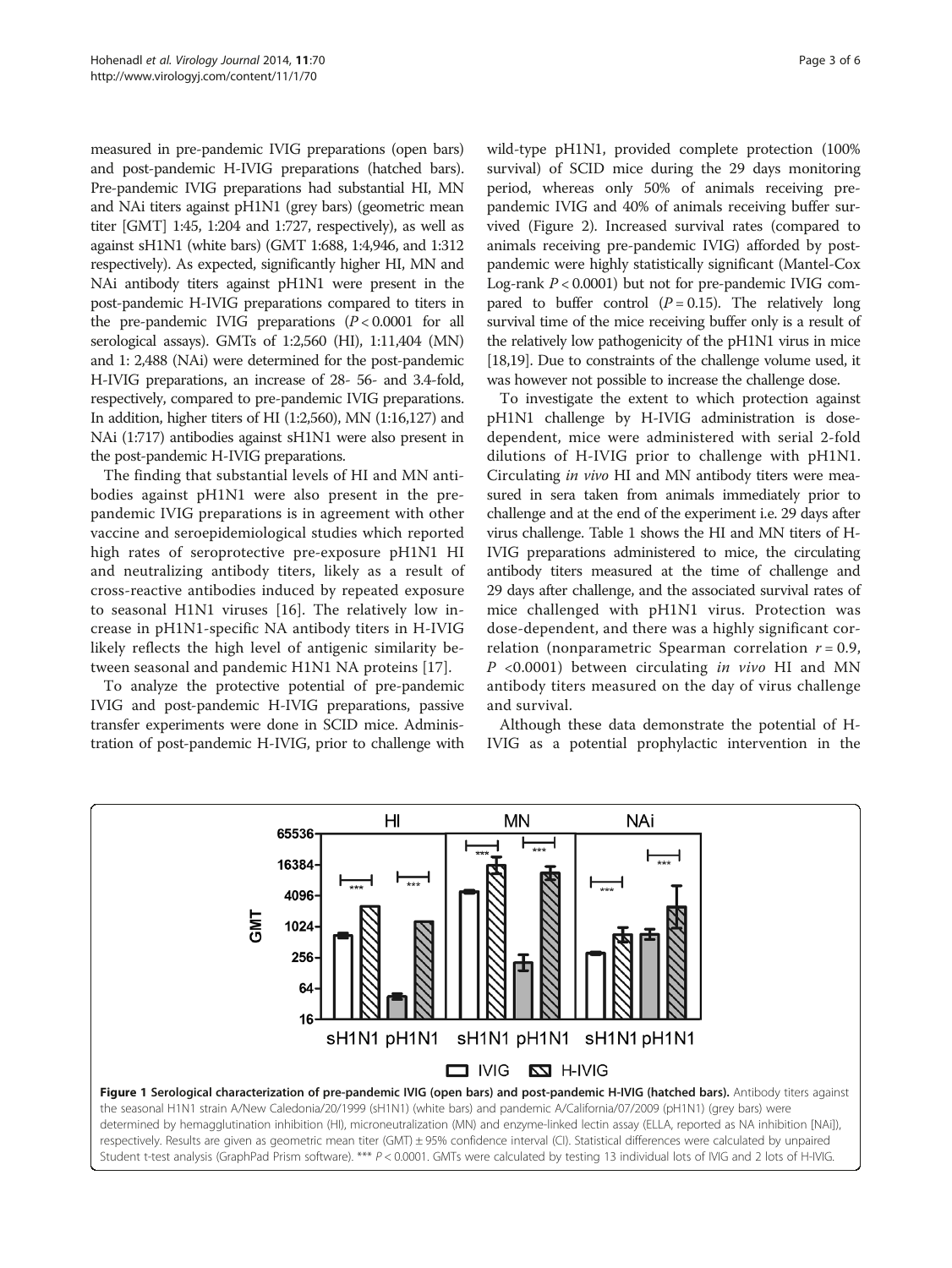measured in pre-pandemic IVIG preparations (open bars) and post-pandemic H-IVIG preparations (hatched bars). Pre-pandemic IVIG preparations had substantial HI, MN and NAi titers against pH1N1 (grey bars) (geometric mean titer [GMT] 1:45, 1:204 and 1:727, respectively), as well as against sH1N1 (white bars) (GMT 1:688, 1:4,946, and 1:312 respectively). As expected, significantly higher HI, MN and NAi antibody titers against pH1N1 were present in the post-pandemic H-IVIG preparations compared to titers in the pre-pandemic IVIG preparations ($P < 0.0001$ for all serological assays). GMTs of 1:2,560 (HI), 1:11,404 (MN) and 1: 2,488 (NAi) were determined for the post-pandemic H-IVIG preparations, an increase of 28- 56- and 3.4-fold, respectively, compared to pre-pandemic IVIG preparations. In addition, higher titers of HI (1:2,560), MN (1:16,127) and NAi (1:717) antibodies against sH1N1 were also present in the post-pandemic H-IVIG preparations.

The finding that substantial levels of HI and MN antibodies against pH1N1 were also present in the pre-pandemic IVIG preparations is in agreement with other vaccine and seroepidemiological studies which reported high rates of seroprotective pre-exposure pH1N1 HI and neutralizing antibody titers, likely as a result of cross-reactive antibodies induced by repeated exposure to seasonal H1N1 viruses [16]. The relatively low increase in pH1N1-specific NA antibody titers in H-IVIG likely reflects the high level of antigenic similarity between seasonal and pandemic H1N1 NA proteins [17].

To analyze the protective potential of pre-pandemic IVIG and post-pandemic H-IVIG preparations, passive transfer experiments were done in SCID mice. Administration of post-pandemic H-IVIG, prior to challenge with wild-type pH1N1, provided complete protection (100% survival) of SCID mice during the 29 days monitoring period, whereas only 50% of animals receiving pre-pandemic IVIG and 40% of animals receiving buffer survived (Figure 2). Increased survival rates (compared to animals receiving pre-pandemic IVIG) afforded by post-pandemic were highly statistically significant (Mantel-Cox Log-rank $P < 0.0001$) but not for pre-pandemic IVIG compared to buffer control ($P = 0.15$). The relatively long survival time of the mice receiving buffer only is a result of the relatively low pathogenicity of the pH1N1 virus in mice [18,19]. Due to constraints of the challenge volume used, it was however not possible to increase the challenge dose.

To investigate the extent to which protection against pH1N1 challenge by H-IVIG administration is dose-dependent, mice were administered with serial 2-fold dilutions of H-IVIG prior to challenge with pH1N1. Circulating *in vivo* HI and MN antibody titers were measured in sera taken from animals immediately prior to challenge and at the end of the experiment i.e. 29 days after virus challenge. Table 1 shows the HI and MN titers of H-IVIG preparations administered to mice, the circulating antibody titers measured at the time of challenge and 29 days after challenge, and the associated survival rates of mice challenged with pH1N1 virus. Protection was dose-dependent, and there was a highly significant correlation (nonparametric Spearman correlation $r = 0.9$, $P < 0.0001$) between circulating *in vivo* HI and MN antibody titers measured on the day of virus challenge and survival.

Although these data demonstrate the potential of H-IVIG as a potential prophylactic intervention in the

**Figure 1 Serological characterization of pre-pandemic IVIG (open bars) and post-pandemic H-IVIG (hatched bars).** Antibody titers against the seasonal H1N1 strain A/New Caledonia/20/1999 (sH1N1) (white bars) and pandemic A/California/07/2009 (pH1N1) (grey bars) were determined by hemagglutination inhibition (HI), microneutralization (MN) and enzyme-linked lectin assay (ELLA, reported as NA inhibition [NAi]), respectively. Results are given as geometric mean titer (GMT) ± 95% confidence interval (CI). Statistical differences were calculated by unpaired Student t-test analysis (GraphPad Prism software). *** $P < 0.0001$. GMTs were calculated by testing 13 individual lots of IVIG and 2 lots of H-IVIG.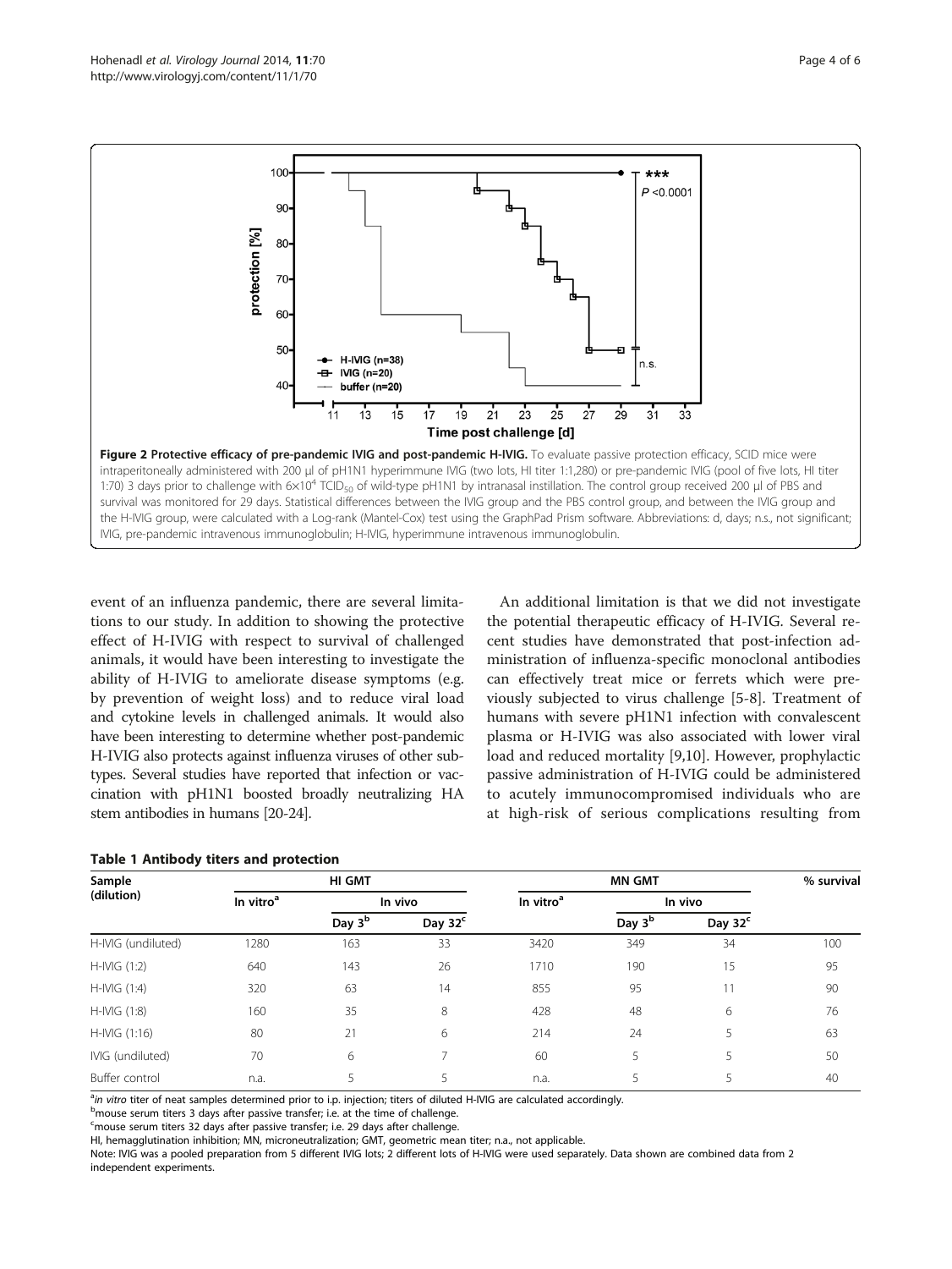Figure 2 Protective efficacy of pre-pandemic IVIG and post-pandemic H-IVIG. To evaluate passive protection efficacy, SCID mice were intraperitoneally administered with 200 μl of pH1N1 hyperimmune IVIG (two lots, HI titer 1:1,280) or pre-pandemic IVIG (pool of five lots, HI titer 1:70) 3 days prior to challenge with $6\times10^4$ $TCID_{50}$ of wild-type pH1N1 by intranasal instillation. The control group received 200 μl of PBS and survival was monitored for 29 days. Statistical differences between the IVIG group and the PBS control group, and between the IVIG group and the H-IVIG group, were calculated with a Log-rank (Mantel-Cox) test using the GraphPad Prism software. Abbreviations: d, days; n.s., not significant; IVIG, pre-pandemic intravenous immunoglobulin; H-IVIG, hyperimmune intravenous immunoglobulin.

event of an influenza pandemic, there are several limitations to our study. In addition to showing the protective effect of H-IVIG with respect to survival of challenged animals, it would have been interesting to investigate the ability of H-IVIG to ameliorate disease symptoms (e.g. by prevention of weight loss) and to reduce viral load and cytokine levels in challenged animals. It would also have been interesting to determine whether post-pandemic H-IVIG also protects against influenza viruses of other subtypes. Several studies have reported that infection or vaccination with pH1N1 boosted broadly neutralizing HA stem antibodies in humans [20-24].

An additional limitation is that we did not investigate the potential therapeutic efficacy of H-IVIG. Several recent studies have demonstrated that post-infection administration of influenza-specific monoclonal antibodies can effectively treat mice or ferrets which were previously subjected to virus challenge [5-8]. Treatment of humans with severe pH1N1 infection with convalescent plasma or H-IVIG was also associated with lower viral load and reduced mortality [9,10]. However, prophylactic passive administration of H-IVIG could be administered to acutely immunocompromised individuals who are at high-risk of serious complications resulting from

**Table 1 Antibody titers and protection**

| Sample (dilution) | HI GMT | | | MN GMT | | | % survival |
|---|---|---|---|---|---|---|---|
| | In vitro[a] | In vivo | | In vitro[a] | In vivo | | |
| | | Day 3[b] | Day 32[c] | | Day 3[b] | Day 32[c] | |
| H-IVIG (undiluted) | 1280 | 163 | 33 | 3420 | 349 | 34 | 100 |
| H-IVIG (1:2) | 640 | 143 | 26 | 1710 | 190 | 15 | 95 |
| H-IVIG (1:4) | 320 | 63 | 14 | 855 | 95 | 11 | 90 |
| H-IVIG (1:8) | 160 | 35 | 8 | 428 | 48 | 6 | 76 |
| H-IVIG (1:16) | 80 | 21 | 6 | 214 | 24 | 5 | 63 |
| IVIG (undiluted) | 70 | 6 | 7 | 60 | 5 | 5 | 50 |
| Buffer control | n.a. | 5 | 5 | n.a. | 5 | 5 | 40 |

[a] *in vitro* titer of neat samples determined prior to i.p. injection; titers of diluted H-IVIG are calculated accordingly.
[b] mouse serum titers 3 days after passive transfer; i.e. at the time of challenge.
[c] mouse serum titers 32 days after passive transfer; i.e. 29 days after challenge.
HI, hemagglutination inhibition; MN, microneutralization; GMT, geometric mean titer; n.a., not applicable.
Note: IVIG was a pooled preparation from 5 different IVIG lots; 2 different lots of H-IVIG were used separately. Data shown are combined data from 2 independent experiments.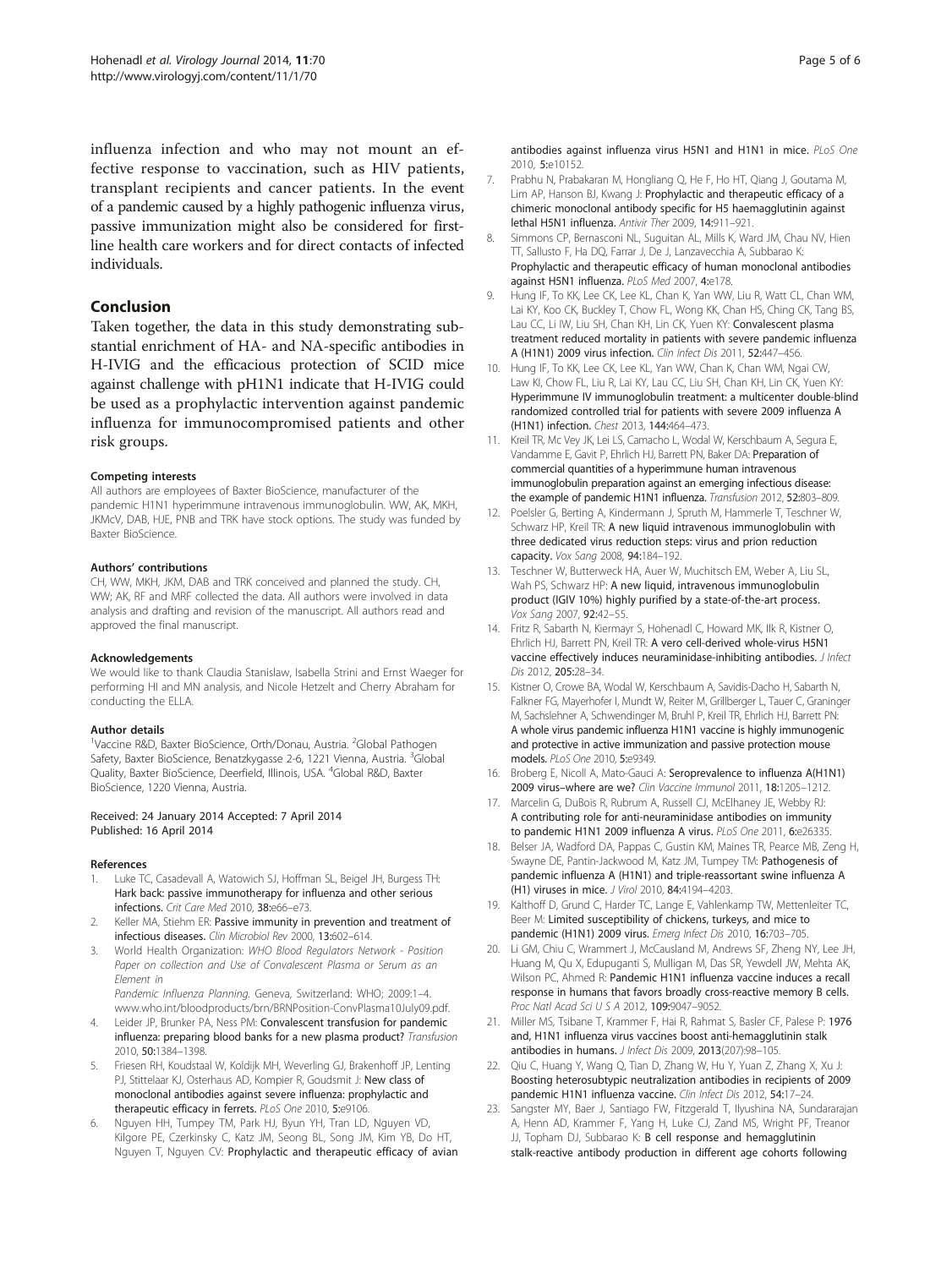influenza infection and who may not mount an effective response to vaccination, such as HIV patients, transplant recipients and cancer patients. In the event of a pandemic caused by a highly pathogenic influenza virus, passive immunization might also be considered for first-line health care workers and for direct contacts of infected individuals.

## Conclusion

Taken together, the data in this study demonstrating substantial enrichment of HA- and NA-specific antibodies in H-IVIG and the efficacious protection of SCID mice against challenge with pH1N1 indicate that H-IVIG could be used as a prophylactic intervention against pandemic influenza for immunocompromised patients and other risk groups.

#### Competing interests

All authors are employees of Baxter BioScience, manufacturer of the pandemic H1N1 hyperimmune intravenous immunoglobulin. WW, AK, MKH, JKMcV, DAB, HJE, PNB and TRK have stock options. The study was funded by Baxter BioScience.

#### Authors' contributions

CH, WW, MKH, JKM, DAB and TRK conceived and planned the study. CH, WW; AK, RF and MRF collected the data. All authors were involved in data analysis and drafting and revision of the manuscript. All authors read and approved the final manuscript.

#### Acknowledgements

We would like to thank Claudia Stanislaw, Isabella Strini and Ernst Waeger for performing HI and MN analysis, and Nicole Hetzelt and Cherry Abraham for conducting the ELLA.

#### Author details

[1]Vaccine R&D, Baxter BioScience, Orth/Donau, Austria. [2]Global Pathogen Safety, Baxter BioScience, Benatzkygasse 2-6, 1221 Vienna, Austria. [3]Global Quality, Baxter BioScience, Deerfield, Illinois, USA. [4]Global R&D, Baxter BioScience, 1220 Vienna, Austria.

Received: 24 January 2014 Accepted: 7 April 2014
Published: 16 April 2014

#### References

1. Luke TC, Casadevall A, Watowich SJ, Hoffman SL, Beigel JH, Burgess TH: **Hark back: passive immunotherapy for influenza and other serious infections.** *Crit Care Med* 2010, **38:**e66–e73.
2. Keller MA, Stiehm ER: **Passive immunity in prevention and treatment of infectious diseases.** *Clin Microbiol Rev* 2000, **13:**602–614.
3. World Health Organization: *WHO Blood Regulators Network - Position Paper on collection and Use of Convalescent Plasma or Serum as an Element in Pandemic Influenza Planning.* Geneva, Switzerland: WHO; 2009:1–4. www.who.int/bloodproducts/brn/BRNPosition-ConvPlasma10July09.pdf.
4. Leider JP, Brunker PA, Ness PM: **Convalescent transfusion for pandemic influenza: preparing blood banks for a new plasma product?** *Transfusion* 2010, **50:**1384–1398.
5. Friesen RH, Koudstaal W, Koldijk MH, Weverling GJ, Brakenhoff JP, Lenting PJ, Stittelaar KJ, Osterhaus AD, Kompier R, Goudsmit J: **New class of monoclonal antibodies against severe influenza: prophylactic and therapeutic efficacy in ferrets.** *PLoS One* 2010, **5:**e9106.
6. Nguyen HH, Tumpey TM, Park HJ, Byun YH, Tran LD, Nguyen VD, Kilgore PE, Czerkinsky C, Katz JM, Seong BL, Song JM, Kim YB, Do HT, Nguyen T, Nguyen CV: **Prophylactic and therapeutic efficacy of avian antibodies against influenza virus H5N1 and H1N1 in mice.** *PLoS One* 2010, **5:**e10152.
7. Prabhu N, Prabakaran M, Hongliang Q, He F, Ho HT, Qiang J, Goutama M, Lim AP, Hanson BJ, Kwang J: **Prophylactic and therapeutic efficacy of a chimeric monoclonal antibody specific for H5 haemagglutinin against lethal H5N1 influenza.** *Antivir Ther* 2009, **14:**911–921.
8. Simmons CP, Bernasconi NL, Suguitan AL, Mills K, Ward JM, Chau NV, Hien TT, Sallusto F, Ha DQ, Farrar J, De J, Lanzavecchia A, Subbarao K: **Prophylactic and therapeutic efficacy of human monoclonal antibodies against H5N1 influenza.** *PLoS Med* 2007, **4:**e178.
9. Hung IF, To KK, Lee CK, Lee KL, Chan K, Yan WW, Liu R, Watt CL, Chan WM, Lai KY, Koo CK, Buckley T, Chow FL, Wong KK, Chan HS, Ching CK, Tang BS, Lau CC, Li IW, Liu SH, Chan KH, Lin CK, Yuen KY: **Convalescent plasma treatment reduced mortality in patients with severe pandemic influenza A (H1N1) 2009 virus infection.** *Clin Infect Dis* 2011, **52:**447–456.
10. Hung IF, To KK, Lee CK, Lee KL, Yan WW, Chan K, Chan WM, Ngai CW, Law KI, Chow FL, Liu R, Lai KY, Lau CC, Liu SH, Chan KH, Lin CK, Yuen KY: **Hyperimmune IV immunoglobulin treatment: a multicenter double-blind randomized controlled trial for patients with severe 2009 influenza A (H1N1) infection.** *Chest* 2013, **144:**464–473.
11. Kreil TR, Mc Vey JK, Lei LS, Camacho L, Wodal W, Kerschbaum A, Segura E, Vandamme E, Gavit P, Ehrlich HJ, Barrett PN, Baker DA: **Preparation of commercial quantities of a hyperimmune human intravenous immunoglobulin preparation against an emerging infectious disease: the example of pandemic H1N1 influenza.** *Transfusion* 2012, **52:**803–809.
12. Poelsler G, Berting A, Kindermann J, Spruth M, Hammerle T, Teschner W, Schwarz HP, Kreil TR: **A new liquid intravenous immunoglobulin with three dedicated virus reduction steps: virus and prion reduction capacity.** *Vox Sang* 2008, **94:**184–192.
13. Teschner W, Butterweck HA, Auer W, Muchitsch EM, Weber A, Liu SL, Wah PS, Schwarz HP: **A new liquid, intravenous immunoglobulin product (IGIV 10%) highly purified by a state-of-the-art process.** *Vox Sang* 2007, **92:**42–55.
14. Fritz R, Sabarth N, Kiermayr S, Hohenadl C, Howard MK, Ilk R, Kistner O, Ehrlich HJ, Barrett PN, Kreil TR: **A vero cell-derived whole-virus H5N1 vaccine effectively induces neuraminidase-inhibiting antibodies.** *J Infect Dis* 2012, **205:**28–34.
15. Kistner O, Crowe BA, Wodal W, Kerschbaum A, Savidis-Dacho H, Sabarth N, Falkner FG, Mayerhofer I, Mundt W, Reiter M, Grillberger L, Tauer C, Graninger M, Sachslehner A, Schwendinger M, Bruhl P, Kreil TR, Ehrlich HJ, Barrett PN: **A whole virus pandemic influenza H1N1 vaccine is highly immunogenic and protective in active immunization and passive protection mouse models.** *PLoS One* 2010, **5:**e9349.
16. Broberg E, Nicoll A, Mato-Gauci A: **Seroprevalence to influenza A(H1N1) 2009 virus–where are we?** *Clin Vaccine Immunol* 2011, **18:**1205–1212.
17. Marcelin G, DuBois R, Rubrum A, Russell CJ, McElhaney JE, Webby RJ: **A contributing role for anti-neuraminidase antibodies on immunity to pandemic H1N1 2009 influenza A virus.** *PLoS One* 2011, **6:**e26335.
18. Belser JA, Wadford DA, Pappas C, Gustin KM, Maines TR, Pearce MB, Zeng H, Swayne DE, Pantin-Jackwood M, Katz JM, Tumpey TM: **Pathogenesis of pandemic influenza A (H1N1) and triple-reassortant swine influenza A (H1) viruses in mice.** *J Virol* 2010, **84:**4194–4203.
19. Kalthoff D, Grund C, Harder TC, Lange E, Vahlenkamp TW, Mettenleiter TC, Beer M: **Limited susceptibility of chickens, turkeys, and mice to pandemic (H1N1) 2009 virus.** *Emerg Infect Dis* 2010, **16:**703–705.
20. Li GM, Chiu C, Wrammert J, McCausland M, Andrews SF, Zheng NY, Lee JH, Huang M, Qu X, Edupuganti S, Mulligan M, Das SR, Yewdell JW, Mehta AK, Wilson PC, Ahmed R: **Pandemic H1N1 influenza vaccine induces a recall response in humans that favors broadly cross-reactive memory B cells.** *Proc Natl Acad Sci U S A* 2012, **109:**9047–9052.
21. Miller MS, Tsibane T, Krammer F, Hai R, Rahmat S, Basler CF, Palese P: **1976 and, H1N1 influenza virus vaccines boost anti-hemagglutinin stalk antibodies in humans.** *J Infect Dis* 2009, **2013**(207):98–105.
22. Qiu C, Huang Y, Wang Q, Tian D, Zhang W, Hu Y, Yuan Z, Zhang X, Xu J: **Boosting heterosubtypic neutralization antibodies in recipients of 2009 pandemic H1N1 influenza vaccine.** *Clin Infect Dis* 2012, **54:**17–24.
23. Sangster MY, Baer J, Santiago FW, Fitzgerald T, Ilyushina NA, Sundararajan A, Henn AD, Krammer F, Yang H, Luke CJ, Zand MS, Wright PF, Treanor JJ, Topham DJ, Subbarao K: **B cell response and hemagglutinin stalk-reactive antibody production in different age cohorts following**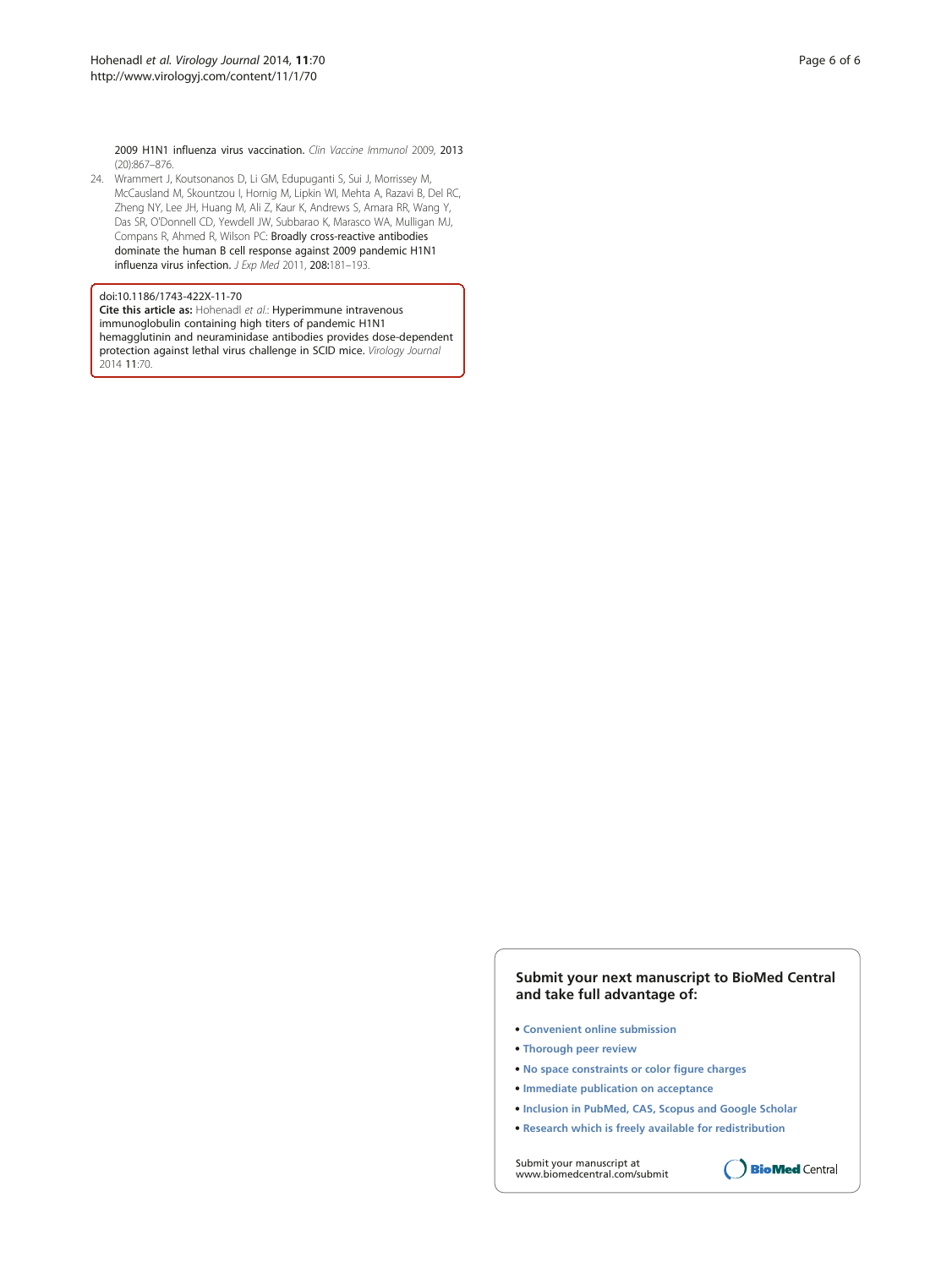2009 H1N1 influenza virus vaccination. *Clin Vaccine Immunol* 2009, **2013** (20):867–876.

24. Wrammert J, Koutsonanos D, Li GM, Edupuganti S, Sui J, Morrissey M, McCausland M, Skountzou I, Hornig M, Lipkin WI, Mehta A, Razavi B, Del RC, Zheng NY, Lee JH, Huang M, Ali Z, Kaur K, Andrews S, Amara RR, Wang Y, Das SR, O'Donnell CD, Yewdell JW, Subbarao K, Marasco WA, Mulligan MJ, Compans R, Ahmed R, Wilson PC: **Broadly cross-reactive antibodies dominate the human B cell response against 2009 pandemic H1N1 influenza virus infection.** *J Exp Med* 2011, **208**:181–193.

doi:10.1186/1743-422X-11-70

**Cite this article as:** Hohenadl *et al.*: Hyperimmune intravenous immunoglobulin containing high titers of pandemic H1N1 hemagglutinin and neuraminidase antibodies provides dose-dependent protection against lethal virus challenge in SCID mice. *Virology Journal* 2014 **11**:70.

**Submit your next manuscript to BioMed Central and take full advantage of:**

- **Convenient online submission**
- **Thorough peer review**
- **No space constraints or color figure charges**
- **Immediate publication on acceptance**
- **Inclusion in PubMed, CAS, Scopus and Google Scholar**
- **Research which is freely available for redistribution**

Submit your manuscript at
www.biomedcentral.com/submit

BioMed Central